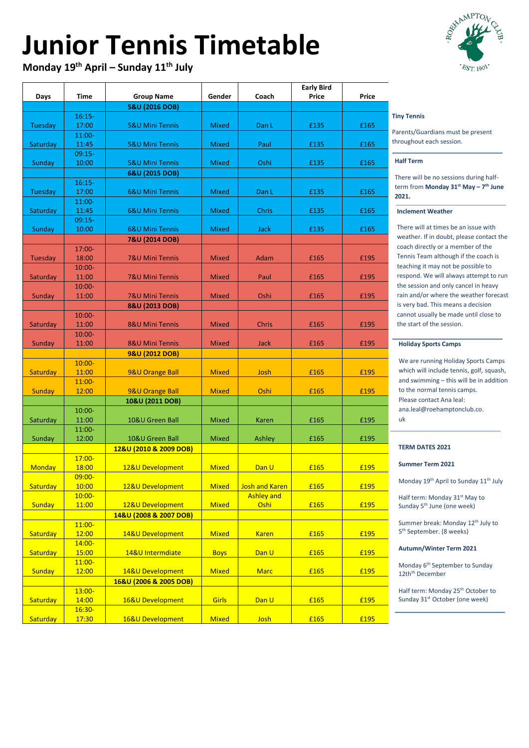# Junior Tennis Timetable

**Monday 19th April – Sunday 11th July**

| Days | Time | Group Name | Gender | Coach | Early Bird Price | Price |
|---|---|---|---|---|---|---|
| | | **5&U (2016 DOB)** | | | | |
| Tuesday | 16:15-17:00 | 5&U Mini Tennis | Mixed | Dan L | £135 | £165 |
| Saturday | 11:00-11:45 | 5&U Mini Tennis | Mixed | Paul | £135 | £165 |
| Sunday | 09:15-10:00 | 5&U Mini Tennis | Mixed | Oshi | £135 | £165 |
| | | **6&U (2015 DOB)** | | | | |
| Tuesday | 16:15-17:00 | 6&U Mini Tennis | Mixed | Dan L | £135 | £165 |
| Saturday | 11:00-11:45 | 6&U Mini Tennis | Mixed | Chris | £135 | £165 |
| Sunday | 09:15-10:00 | 6&U Mini Tennis | Mixed | Jack | £135 | £165 |
| | | **7&U (2014 DOB)** | | | | |
| Tuesday | 17:00-18:00 | 7&U Mini Tennis | Mixed | Adam | £165 | £195 |
| Saturday | 10:00-11:00 | 7&U Mini Tennis | Mixed | Paul | £165 | £195 |
| Sunday | 10:00-11:00 | 7&U Mini Tennis | Mixed | Oshi | £165 | £195 |
| | | **8&U (2013 DOB)** | | | | |
| Saturday | 10:00-11:00 | 8&U Mini Tennis | Mixed | Chris | £165 | £195 |
| Sunday | 10:00-11:00 | 8&U Mini Tennis | Mixed | Jack | £165 | £195 |
| | | **9&U (2012 DOB)** | | | | |
| Saturday | 10:00-11:00 | 9&U Orange Ball | Mixed | Josh | £165 | £195 |
| Sunday | 11:00-12:00 | 9&U Orange Ball | Mixed | Oshi | £165 | £195 |
| | | **10&U (2011 DOB)** | | | | |
| Saturday | 10:00-11:00 | 10&U Green Ball | Mixed | Karen | £165 | £195 |
| Sunday | 11:00-12:00 | 10&U Green Ball | Mixed | Ashley | £165 | £195 |
| | | **12&U (2010 & 2009 DOB)** | | | | |
| Monday | 17:00-18:00 | 12&U Development | Mixed | Dan U | £165 | £195 |
| Saturday | 09:00-10:00 | 12&U Development | Mixed | Josh and Karen | £165 | £195 |
| Sunday | 10:00-11:00 | 12&U Development | Mixed | Ashley and Oshi | £165 | £195 |
| | | **14&U (2008 & 2007 DOB)** | | | | |
| Saturday | 11:00-12:00 | 14&U Development | Mixed | Karen | £165 | £195 |
| Saturday | 14:00-15:00 | 14&U Intermdiate | Boys | Dan U | £165 | £195 |
| Sunday | 11:00-12:00 | 14&U Development | Mixed | Marc | £165 | £195 |
| | | **16&U (2006 & 2005 DOB)** | | | | |
| Saturday | 13:00-14:00 | 16&U Development | Girls | Dan U | £165 | £195 |
| Saturday | 16:30-17:30 | 16&U Development | Mixed | Josh | £165 | £195 |

**Tiny Tennis**

Parents/Guardians must be present throughout each session.

**Half Term**

There will be no sessions during half-term from **Monday 31st May – 7th June 2021.**

**Inclement Weather**

There will at times be an issue with weather. If in doubt, please contact the coach directly or a member of the Tennis Team although if the coach is teaching it may not be possible to respond. We will always attempt to run the session and only cancel in heavy rain and/or where the weather forecast is very bad. This means a decision cannot usually be made until close to the start of the session.

**Holiday Sports Camps**

We are running Holiday Sports Camps which will include tennis, golf, squash, and swimming – this will be in addition to the normal tennis camps. Please contact Ana leal: ana.leal@roehamptonclub.co.uk

**TERM DATES 2021**

**Summer Term 2021**

Monday 19th April to Sunday 11th July

Half term: Monday 31st May to Sunday 5th June (one week)

Summer break: Monday 12th July to 5th September. (8 weeks)

**Autumn/Winter Term 2021**

Monday 6th September to Sunday 12th December

Half term: Monday 25th October to Sunday 31st October (one week)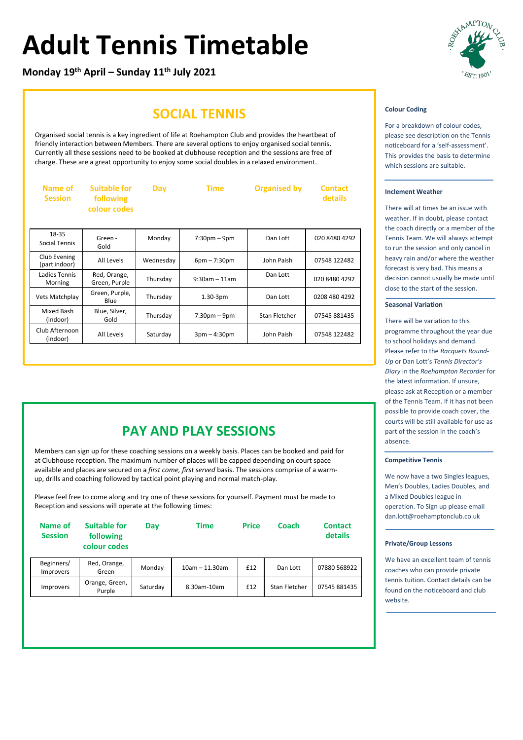# Adult Tennis Timetable

**Monday 19th April – Sunday 11th July 2021**

## SOCIAL TENNIS

Organised social tennis is a key ingredient of life at Roehampton Club and provides the heartbeat of friendly interaction between Members. There are several options to enjoy organised social tennis. Currently all these sessions need to be booked at clubhouse reception and the sessions are free of charge. These are a great opportunity to enjoy some social doubles in a relaxed environment.

| Name of Session | Suitable for following colour codes | Day | Time | Organised by | Contact details |
|---|---|---|---|---|---|
| 18-35 Social Tennis | Green - Gold | Monday | 7:30pm – 9pm | Dan Lott | 020 8480 4292 |
| Club Evening (part indoor) | All Levels | Wednesday | 6pm – 7:30pm | John Paish | 07548 122482 |
| Ladies Tennis Morning | Red, Orange, Green, Purple | Thursday | 9:30am – 11am | Dan Lott | 020 8480 4292 |
| Vets Matchplay | Green, Purple, Blue | Thursday | 1.30-3pm | Dan Lott | 0208 480 4292 |
| Mixed Bash (indoor) | Blue, Silver, Gold | Thursday | 7.30pm – 9pm | Stan Fletcher | 07545 881435 |
| Club Afternoon (indoor) | All Levels | Saturday | 3pm – 4:30pm | John Paish | 07548 122482 |

## PAY AND PLAY SESSIONS

Members can sign up for these coaching sessions on a weekly basis. Places can be booked and paid for at Clubhouse reception. The maximum number of places will be capped depending on court space available and places are secured on a *first come, first served* basis. The sessions comprise of a warm-up, drills and coaching followed by tactical point playing and normal match-play.

Please feel free to come along and try one of these sessions for yourself. Payment must be made to Reception and sessions will operate at the following times:

| Name of Session | Suitable for following colour codes | Day | Time | Price | Coach | Contact details |
|---|---|---|---|---|---|---|
| Beginners/ Improvers | Red, Orange, Green | Monday | 10am – 11.30am | £12 | Dan Lott | 07880 568922 |
| Improvers | Orange, Green, Purple | Saturday | 8.30am-10am | £12 | Stan Fletcher | 07545 881435 |

#### Colour Coding

For a breakdown of colour codes, please see description on the Tennis noticeboard for a 'self-assessment'. This provides the basis to determine which sessions are suitable.

#### Inclement Weather

There will at times be an issue with weather. If in doubt, please contact the coach directly or a member of the Tennis Team. We will always attempt to run the session and only cancel in heavy rain and/or where the weather forecast is very bad. This means a decision cannot usually be made until close to the start of the session.

#### Seasonal Variation

There will be variation to this programme throughout the year due to school holidays and demand. Please refer to the *Racquets Round-Up* or Dan Lott's *Tennis Director's Diary* in the *Roehampton Recorder* for the latest information. If unsure, please ask at Reception or a member of the Tennis Team. If it has not been possible to provide coach cover, the courts will be still available for use as part of the session in the coach's absence.

#### Competitive Tennis

We now have a two Singles leagues, Men's Doubles, Ladies Doubles, and a Mixed Doubles league in operation. To Sign up please email dan.lott@roehamptonclub.co.uk

#### Private/Group Lessons

We have an excellent team of tennis coaches who can provide private tennis tuition. Contact details can be found on the noticeboard and club website.